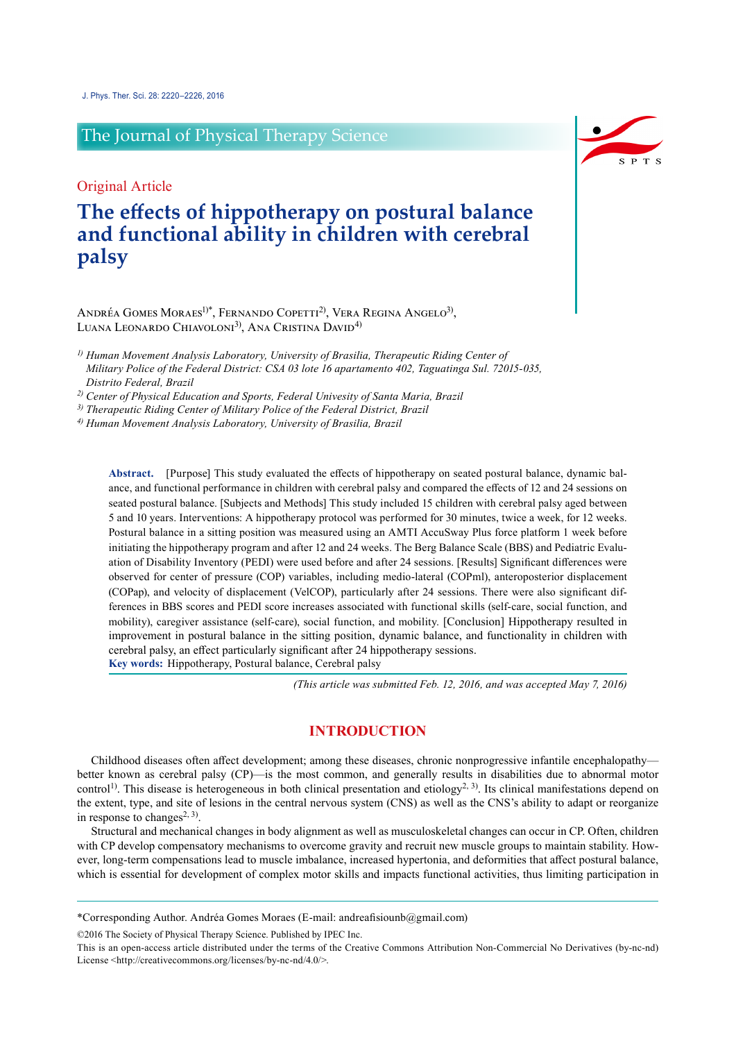Original Article

# The effects of hippotherapy on postural balance and functional ability in children with cerebral palsy

Andréa Gomes Moraes[1)*], Fernando Copetti[2)], Vera Regina Angelo[3)], Luana Leonardo Chiavoloni[3)], Ana Cristina David[4)]

*[1)] Human Movement Analysis Laboratory, University of Brasilia, Therapeutic Riding Center of Military Police of the Federal District: CSA 03 lote 16 apartamento 402, Taguatinga Sul. 72015-035, Distrito Federal, Brazil*

*[2)] Center of Physical Education and Sports, Federal Univesity of Santa Maria, Brazil*

*[3)] Therapeutic Riding Center of Military Police of the Federal District, Brazil*

*[4)] Human Movement Analysis Laboratory, University of Brasilia, Brazil*

**Abstract.** [Purpose] This study evaluated the effects of hippotherapy on seated postural balance, dynamic balance, and functional performance in children with cerebral palsy and compared the effects of 12 and 24 sessions on seated postural balance. [Subjects and Methods] This study included 15 children with cerebral palsy aged between 5 and 10 years. Interventions: A hippotherapy protocol was performed for 30 minutes, twice a week, for 12 weeks. Postural balance in a sitting position was measured using an AMTI AccuSway Plus force platform 1 week before initiating the hippotherapy program and after 12 and 24 weeks. The Berg Balance Scale (BBS) and Pediatric Evaluation of Disability Inventory (PEDI) were used before and after 24 sessions. [Results] Significant differences were observed for center of pressure (COP) variables, including medio-lateral (COPml), anteroposterior displacement (COPap), and velocity of displacement (VelCOP), particularly after 24 sessions. There were also significant differences in BBS scores and PEDI score increases associated with functional skills (self-care, social function, and mobility), caregiver assistance (self-care), social function, and mobility. [Conclusion] Hippotherapy resulted in improvement in postural balance in the sitting position, dynamic balance, and functionality in children with cerebral palsy, an effect particularly significant after 24 hippotherapy sessions.

**Key words:** Hippotherapy, Postural balance, Cerebral palsy

*(This article was submitted Feb. 12, 2016, and was accepted May 7, 2016)*

## INTRODUCTION

Childhood diseases often affect development; among these diseases, chronic nonprogressive infantile encephalopathy—better known as cerebral palsy (CP)—is the most common, and generally results in disabilities due to abnormal motor control[1)]. This disease is heterogeneous in both clinical presentation and etiology[2, 3)]. Its clinical manifestations depend on the extent, type, and site of lesions in the central nervous system (CNS) as well as the CNS's ability to adapt or reorganize in response to changes[2, 3)].

Structural and mechanical changes in body alignment as well as musculoskeletal changes can occur in CP. Often, children with CP develop compensatory mechanisms to overcome gravity and recruit new muscle groups to maintain stability. However, long-term compensations lead to muscle imbalance, increased hypertonia, and deformities that affect postural balance, which is essential for development of complex motor skills and impacts functional activities, thus limiting participation in

*Corresponding Author. Andréa Gomes Moraes (E-mail: andreafisiounb@gmail.com)

©2016 The Society of Physical Therapy Science. Published by IPEC Inc.

This is an open-access article distributed under the terms of the Creative Commons Attribution Non-Commercial No Derivatives (by-nc-nd) License <http://creativecommons.org/licenses/by-nc-nd/4.0/>.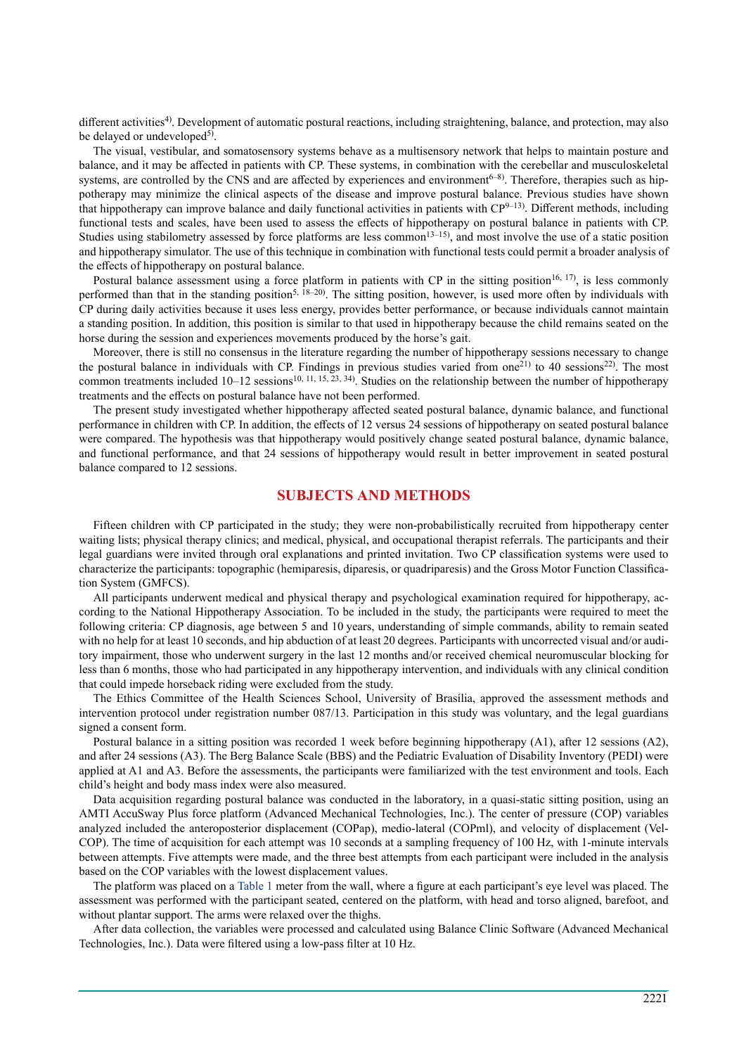different activities[4]. Development of automatic postural reactions, including straightening, balance, and protection, may also be delayed or undeveloped[5].

The visual, vestibular, and somatosensory systems behave as a multisensory network that helps to maintain posture and balance, and it may be affected in patients with CP. These systems, in combination with the cerebellar and musculoskeletal systems, are controlled by the CNS and are affected by experiences and environment[6–8]. Therefore, therapies such as hippotherapy may minimize the clinical aspects of the disease and improve postural balance. Previous studies have shown that hippotherapy can improve balance and daily functional activities in patients with CP[9–13]. Different methods, including functional tests and scales, have been used to assess the effects of hippotherapy on postural balance in patients with CP. Studies using stabilometry assessed by force platforms are less common[13–15], and most involve the use of a static position and hippotherapy simulator. The use of this technique in combination with functional tests could permit a broader analysis of the effects of hippotherapy on postural balance.

Postural balance assessment using a force platform in patients with CP in the sitting position[16, 17], is less commonly performed than that in the standing position[5, 18–20]. The sitting position, however, is used more often by individuals with CP during daily activities because it uses less energy, provides better performance, or because individuals cannot maintain a standing position. In addition, this position is similar to that used in hippotherapy because the child remains seated on the horse during the session and experiences movements produced by the horse's gait.

Moreover, there is still no consensus in the literature regarding the number of hippotherapy sessions necessary to change the postural balance in individuals with CP. Findings in previous studies varied from one[21] to 40 sessions[22]. The most common treatments included 10–12 sessions[10, 11, 15, 23, 34]. Studies on the relationship between the number of hippotherapy treatments and the effects on postural balance have not been performed.

The present study investigated whether hippotherapy affected seated postural balance, dynamic balance, and functional performance in children with CP. In addition, the effects of 12 versus 24 sessions of hippotherapy on seated postural balance were compared. The hypothesis was that hippotherapy would positively change seated postural balance, dynamic balance, and functional performance, and that 24 sessions of hippotherapy would result in better improvement in seated postural balance compared to 12 sessions.

## SUBJECTS AND METHODS

Fifteen children with CP participated in the study; they were non-probabilistically recruited from hippotherapy center waiting lists; physical therapy clinics; and medical, physical, and occupational therapist referrals. The participants and their legal guardians were invited through oral explanations and printed invitation. Two CP classification systems were used to characterize the participants: topographic (hemiparesis, diparesis, or quadriparesis) and the Gross Motor Function Classification System (GMFCS).

All participants underwent medical and physical therapy and psychological examination required for hippotherapy, according to the National Hippotherapy Association. To be included in the study, the participants were required to meet the following criteria: CP diagnosis, age between 5 and 10 years, understanding of simple commands, ability to remain seated with no help for at least 10 seconds, and hip abduction of at least 20 degrees. Participants with uncorrected visual and/or auditory impairment, those who underwent surgery in the last 12 months and/or received chemical neuromuscular blocking for less than 6 months, those who had participated in any hippotherapy intervention, and individuals with any clinical condition that could impede horseback riding were excluded from the study.

The Ethics Committee of the Health Sciences School, University of Brasília, approved the assessment methods and intervention protocol under registration number 087/13. Participation in this study was voluntary, and the legal guardians signed a consent form.

Postural balance in a sitting position was recorded 1 week before beginning hippotherapy (A1), after 12 sessions (A2), and after 24 sessions (A3). The Berg Balance Scale (BBS) and the Pediatric Evaluation of Disability Inventory (PEDI) were applied at A1 and A3. Before the assessments, the participants were familiarized with the test environment and tools. Each child's height and body mass index were also measured.

Data acquisition regarding postural balance was conducted in the laboratory, in a quasi-static sitting position, using an AMTI AccuSway Plus force platform (Advanced Mechanical Technologies, Inc.). The center of pressure (COP) variables analyzed included the anteroposterior displacement (COPap), medio-lateral (COPml), and velocity of displacement (VelCOP). The time of acquisition for each attempt was 10 seconds at a sampling frequency of 100 Hz, with 1-minute intervals between attempts. Five attempts were made, and the three best attempts from each participant were included in the analysis based on the COP variables with the lowest displacement values.

The platform was placed on a Table 1 meter from the wall, where a figure at each participant's eye level was placed. The assessment was performed with the participant seated, centered on the platform, with head and torso aligned, barefoot, and without plantar support. The arms were relaxed over the thighs.

After data collection, the variables were processed and calculated using Balance Clinic Software (Advanced Mechanical Technologies, Inc.). Data were filtered using a low-pass filter at 10 Hz.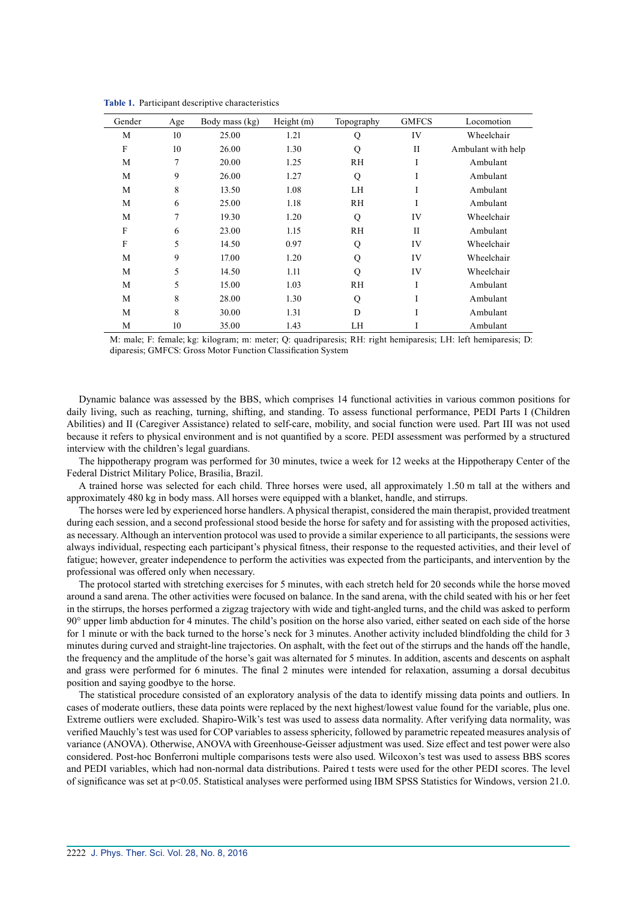**Table 1.** Participant descriptive characteristics

| Gender | Age | Body mass (kg) | Height (m) | Topography | GMFCS | Locomotion |
|---|---|---|---|---|---|---|
| M | 10 | 25.00 | 1.21 | Q | IV | Wheelchair |
| F | 10 | 26.00 | 1.30 | Q | II | Ambulant with help |
| M | 7 | 20.00 | 1.25 | RH | I | Ambulant |
| M | 9 | 26.00 | 1.27 | Q | I | Ambulant |
| M | 8 | 13.50 | 1.08 | LH | I | Ambulant |
| M | 6 | 25.00 | 1.18 | RH | I | Ambulant |
| M | 7 | 19.30 | 1.20 | Q | IV | Wheelchair |
| F | 6 | 23.00 | 1.15 | RH | II | Ambulant |
| F | 5 | 14.50 | 0.97 | Q | IV | Wheelchair |
| M | 9 | 17.00 | 1.20 | Q | IV | Wheelchair |
| M | 5 | 14.50 | 1.11 | Q | IV | Wheelchair |
| M | 5 | 15.00 | 1.03 | RH | I | Ambulant |
| M | 8 | 28.00 | 1.30 | Q | I | Ambulant |
| M | 8 | 30.00 | 1.31 | D | I | Ambulant |
| M | 10 | 35.00 | 1.43 | LH | I | Ambulant |

M: male; F: female; kg: kilogram; m: meter; Q: quadriparesis; RH: right hemiparesis; LH: left hemiparesis; D: diparesis; GMFCS: Gross Motor Function Classification System

Dynamic balance was assessed by the BBS, which comprises 14 functional activities in various common positions for daily living, such as reaching, turning, shifting, and standing. To assess functional performance, PEDI Parts I (Children Abilities) and II (Caregiver Assistance) related to self-care, mobility, and social function were used. Part III was not used because it refers to physical environment and is not quantified by a score. PEDI assessment was performed by a structured interview with the children's legal guardians.

The hippotherapy program was performed for 30 minutes, twice a week for 12 weeks at the Hippotherapy Center of the Federal District Military Police, Brasilia, Brazil.

A trained horse was selected for each child. Three horses were used, all approximately 1.50 m tall at the withers and approximately 480 kg in body mass. All horses were equipped with a blanket, handle, and stirrups.

The horses were led by experienced horse handlers. A physical therapist, considered the main therapist, provided treatment during each session, and a second professional stood beside the horse for safety and for assisting with the proposed activities, as necessary. Although an intervention protocol was used to provide a similar experience to all participants, the sessions were always individual, respecting each participant's physical fitness, their response to the requested activities, and their level of fatigue; however, greater independence to perform the activities was expected from the participants, and intervention by the professional was offered only when necessary.

The protocol started with stretching exercises for 5 minutes, with each stretch held for 20 seconds while the horse moved around a sand arena. The other activities were focused on balance. In the sand arena, with the child seated with his or her feet in the stirrups, the horses performed a zigzag trajectory with wide and tight-angled turns, and the child was asked to perform 90° upper limb abduction for 4 minutes. The child's position on the horse also varied, either seated on each side of the horse for 1 minute or with the back turned to the horse's neck for 3 minutes. Another activity included blindfolding the child for 3 minutes during curved and straight-line trajectories. On asphalt, with the feet out of the stirrups and the hands off the handle, the frequency and the amplitude of the horse's gait was alternated for 5 minutes. In addition, ascents and descents on asphalt and grass were performed for 6 minutes. The final 2 minutes were intended for relaxation, assuming a dorsal decubitus position and saying goodbye to the horse.

The statistical procedure consisted of an exploratory analysis of the data to identify missing data points and outliers. In cases of moderate outliers, these data points were replaced by the next highest/lowest value found for the variable, plus one. Extreme outliers were excluded. Shapiro-Wilk's test was used to assess data normality. After verifying data normality, was verified Mauchly's test was used for COP variables to assess sphericity, followed by parametric repeated measures analysis of variance (ANOVA). Otherwise, ANOVA with Greenhouse-Geisser adjustment was used. Size effect and test power were also considered. Post-hoc Bonferroni multiple comparisons tests were also used. Wilcoxon's test was used to assess BBS scores and PEDI variables, which had non-normal data distributions. Paired t tests were used for the other PEDI scores. The level of significance was set at $p<0.05$. Statistical analyses were performed using IBM SPSS Statistics for Windows, version 21.0.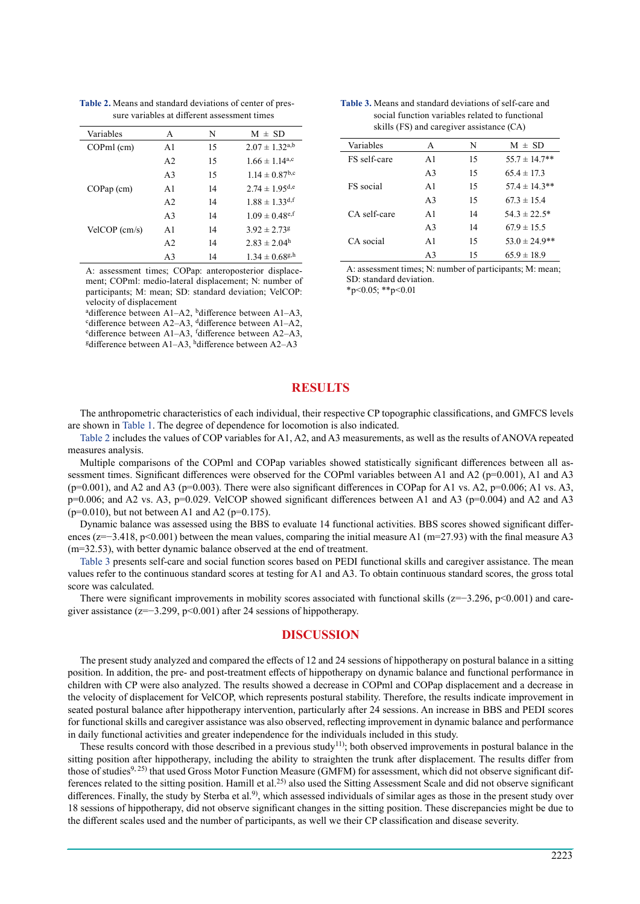**Table 2.** Means and standard deviations of center of pressure variables at different assessment times

| Variables | A | N | M ± SD |
|---|---|---|---|
| COPml (cm) | A1 | 15 | 2.07 ± 1.32[a,b] |
| | A2 | 15 | 1.66 ± 1.14[a,c] |
| | A3 | 15 | 1.14 ± 0.87[b,c] |
| COPap (cm) | A1 | 14 | 2.74 ± 1.95[d,e] |
| | A2 | 14 | 1.88 ± 1.33[d,f] |
| | A3 | 14 | 1.09 ± 0.48[e,f] |
| VelCOP (cm/s) | A1 | 14 | 3.92 ± 2.73[g] |
| | A2 | 14 | 2.83 ± 2.04[h] |
| | A3 | 14 | 1.34 ± 0.68[g,h] |

A: assessment times; COPap: anteroposterior displacement; COPml: medio-lateral displacement; N: number of participants; M: mean; SD: standard deviation; VelCOP: velocity of displacement

[a]difference between A1–A2, [b]difference between A1–A3, [c]difference between A2–A3, [d]difference between A1–A2, [e]difference between A1–A3, [f]difference between A2–A3, [g]difference between A1–A3, [h]difference between A2–A3

**Table 3.** Means and standard deviations of self-care and social function variables related to functional skills (FS) and caregiver assistance (CA)

| Variables | A | N | M ± SD |
|---|---|---|---|
| FS self-care | A1 | 15 | 55.7 ± 14.7** |
| | A3 | 15 | 65.4 ± 17.3 |
| FS social | A1 | 15 | 57.4 ± 14.3** |
| | A3 | 15 | 67.3 ± 15.4 |
| CA self-care | A1 | 14 | 54.3 ± 22.5* |
| | A3 | 14 | 67.9 ± 15.5 |
| CA social | A1 | 15 | 53.0 ± 24.9** |
| | A3 | 15 | 65.9 ± 18.9 |

A: assessment times; N: number of participants; M: mean; SD: standard deviation.
*$p<0.05$; **$p<0.01$

# RESULTS

The anthropometric characteristics of each individual, their respective CP topographic classifications, and GMFCS levels are shown in Table 1. The degree of dependence for locomotion is also indicated.

Table 2 includes the values of COP variables for A1, A2, and A3 measurements, as well as the results of ANOVA repeated measures analysis.

Multiple comparisons of the COPml and COPap variables showed statistically significant differences between all assessment times. Significant differences were observed for the COPml variables between A1 and A2 ($p=0.001$), A1 and A3 ($p=0.001$), and A2 and A3 ($p=0.003$). There were also significant differences in COPap for A1 vs. A2, $p=0.006$; A1 vs. A3, $p=0.006$; and A2 vs. A3, $p=0.029$. VelCOP showed significant differences between A1 and A3 ($p=0.004$) and A2 and A3 ($p=0.010$), but not between A1 and A2 ($p=0.175$).

Dynamic balance was assessed using the BBS to evaluate 14 functional activities. BBS scores showed significant differences ($z=-3.418$, $p<0.001$) between the mean values, comparing the initial measure A1 ($m=27.93$) with the final measure A3 ($m=32.53$), with better dynamic balance observed at the end of treatment.

Table 3 presents self-care and social function scores based on PEDI functional skills and caregiver assistance. The mean values refer to the continuous standard scores at testing for A1 and A3. To obtain continuous standard scores, the gross total score was calculated.

There were significant improvements in mobility scores associated with functional skills ($z=-3.296$, $p<0.001$) and caregiver assistance ($z=-3.299$, $p<0.001$) after 24 sessions of hippotherapy.

# DISCUSSION

The present study analyzed and compared the effects of 12 and 24 sessions of hippotherapy on postural balance in a sitting position. In addition, the pre- and post-treatment effects of hippotherapy on dynamic balance and functional performance in children with CP were also analyzed. The results showed a decrease in COPml and COPap displacement and a decrease in the velocity of displacement for VelCOP, which represents postural stability. Therefore, the results indicate improvement in seated postural balance after hippotherapy intervention, particularly after 24 sessions. An increase in BBS and PEDI scores for functional skills and caregiver assistance was also observed, reflecting improvement in dynamic balance and performance in daily functional activities and greater independence for the individuals included in this study.

These results concord with those described in a previous study[11]; both observed improvements in postural balance in the sitting position after hippotherapy, including the ability to straighten the trunk after displacement. The results differ from those of studies[9, 25] that used Gross Motor Function Measure (GMFM) for assessment, which did not observe significant differences related to the sitting position. Hamill et al.[25] also used the Sitting Assessment Scale and did not observe significant differences. Finally, the study by Sterba et al.[9], which assessed individuals of similar ages as those in the present study over 18 sessions of hippotherapy, did not observe significant changes in the sitting position. These discrepancies might be due to the different scales used and the number of participants, as well we their CP classification and disease severity.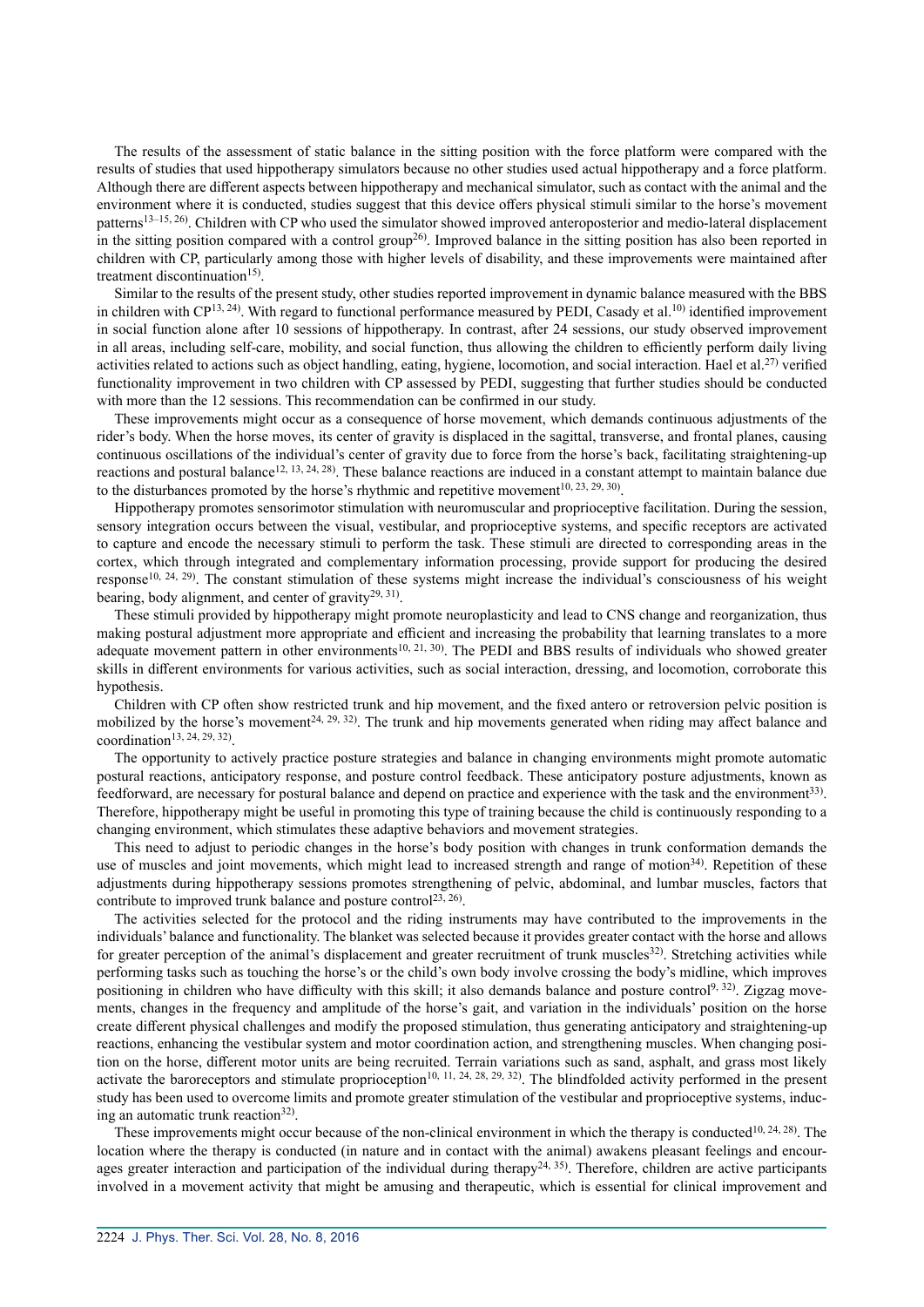The results of the assessment of static balance in the sitting position with the force platform were compared with the results of studies that used hippotherapy simulators because no other studies used actual hippotherapy and a force platform. Although there are different aspects between hippotherapy and mechanical simulator, such as contact with the animal and the environment where it is conducted, studies suggest that this device offers physical stimuli similar to the horse's movement patterns[13–15, 26]. Children with CP who used the simulator showed improved anteroposterior and medio-lateral displacement in the sitting position compared with a control group[26]. Improved balance in the sitting position has also been reported in children with CP, particularly among those with higher levels of disability, and these improvements were maintained after treatment discontinuation[15].

Similar to the results of the present study, other studies reported improvement in dynamic balance measured with the BBS in children with CP[13, 24]. With regard to functional performance measured by PEDI, Casady et al.[10] identified improvement in social function alone after 10 sessions of hippotherapy. In contrast, after 24 sessions, our study observed improvement in all areas, including self-care, mobility, and social function, thus allowing the children to efficiently perform daily living activities related to actions such as object handling, eating, hygiene, locomotion, and social interaction. Hael et al.[27] verified functionality improvement in two children with CP assessed by PEDI, suggesting that further studies should be conducted with more than the 12 sessions. This recommendation can be confirmed in our study.

These improvements might occur as a consequence of horse movement, which demands continuous adjustments of the rider's body. When the horse moves, its center of gravity is displaced in the sagittal, transverse, and frontal planes, causing continuous oscillations of the individual's center of gravity due to force from the horse's back, facilitating straightening-up reactions and postural balance[12, 13, 24, 28]. These balance reactions are induced in a constant attempt to maintain balance due to the disturbances promoted by the horse's rhythmic and repetitive movement[10, 23, 29, 30].

Hippotherapy promotes sensorimotor stimulation with neuromuscular and proprioceptive facilitation. During the session, sensory integration occurs between the visual, vestibular, and proprioceptive systems, and specific receptors are activated to capture and encode the necessary stimuli to perform the task. These stimuli are directed to corresponding areas in the cortex, which through integrated and complementary information processing, provide support for producing the desired response[10, 24, 29]. The constant stimulation of these systems might increase the individual's consciousness of his weight bearing, body alignment, and center of gravity[29, 31].

These stimuli provided by hippotherapy might promote neuroplasticity and lead to CNS change and reorganization, thus making postural adjustment more appropriate and efficient and increasing the probability that learning translates to a more adequate movement pattern in other environments[10, 21, 30]. The PEDI and BBS results of individuals who showed greater skills in different environments for various activities, such as social interaction, dressing, and locomotion, corroborate this hypothesis.

Children with CP often show restricted trunk and hip movement, and the fixed antero or retroversion pelvic position is mobilized by the horse's movement[24, 29, 32]. The trunk and hip movements generated when riding may affect balance and coordination[13, 24, 29, 32].

The opportunity to actively practice posture strategies and balance in changing environments might promote automatic postural reactions, anticipatory response, and posture control feedback. These anticipatory posture adjustments, known as feedforward, are necessary for postural balance and depend on practice and experience with the task and the environment[33]. Therefore, hippotherapy might be useful in promoting this type of training because the child is continuously responding to a changing environment, which stimulates these adaptive behaviors and movement strategies.

This need to adjust to periodic changes in the horse's body position with changes in trunk conformation demands the use of muscles and joint movements, which might lead to increased strength and range of motion[34]. Repetition of these adjustments during hippotherapy sessions promotes strengthening of pelvic, abdominal, and lumbar muscles, factors that contribute to improved trunk balance and posture control[23, 26].

The activities selected for the protocol and the riding instruments may have contributed to the improvements in the individuals' balance and functionality. The blanket was selected because it provides greater contact with the horse and allows for greater perception of the animal's displacement and greater recruitment of trunk muscles[32]. Stretching activities while performing tasks such as touching the horse's or the child's own body involve crossing the body's midline, which improves positioning in children who have difficulty with this skill; it also demands balance and posture control[9, 32]. Zigzag movements, changes in the frequency and amplitude of the horse's gait, and variation in the individuals' position on the horse create different physical challenges and modify the proposed stimulation, thus generating anticipatory and straightening-up reactions, enhancing the vestibular system and motor coordination action, and strengthening muscles. When changing position on the horse, different motor units are being recruited. Terrain variations such as sand, asphalt, and grass most likely activate the baroreceptors and stimulate proprioception[10, 11, 24, 28, 29, 32]. The blindfolded activity performed in the present study has been used to overcome limits and promote greater stimulation of the vestibular and proprioceptive systems, inducing an automatic trunk reaction[32].

These improvements might occur because of the non-clinical environment in which the therapy is conducted[10, 24, 28]. The location where the therapy is conducted (in nature and in contact with the animal) awakens pleasant feelings and encourages greater interaction and participation of the individual during therapy[24, 35]. Therefore, children are active participants involved in a movement activity that might be amusing and therapeutic, which is essential for clinical improvement and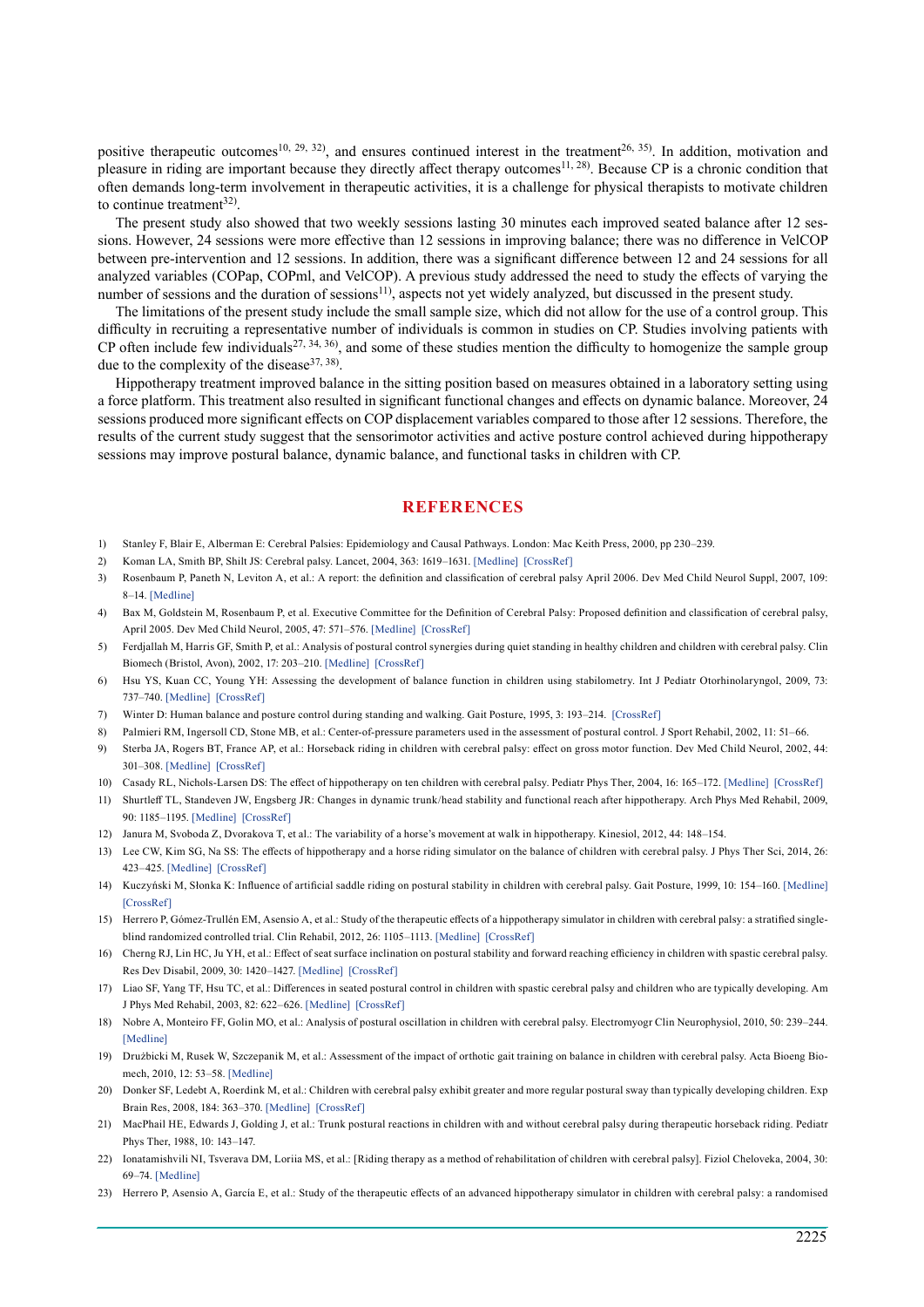positive therapeutic outcomes[10, 29, 32], and ensures continued interest in the treatment[26, 35]. In addition, motivation and pleasure in riding are important because they directly affect therapy outcomes[11, 28]. Because CP is a chronic condition that often demands long-term involvement in therapeutic activities, it is a challenge for physical therapists to motivate children to continue treatment[32].

The present study also showed that two weekly sessions lasting 30 minutes each improved seated balance after 12 sessions. However, 24 sessions were more effective than 12 sessions in improving balance; there was no difference in VelCOP between pre-intervention and 12 sessions. In addition, there was a significant difference between 12 and 24 sessions for all analyzed variables (COPap, COPml, and VelCOP). A previous study addressed the need to study the effects of varying the number of sessions and the duration of sessions[11], aspects not yet widely analyzed, but discussed in the present study.

The limitations of the present study include the small sample size, which did not allow for the use of a control group. This difficulty in recruiting a representative number of individuals is common in studies on CP. Studies involving patients with CP often include few individuals[27, 34, 36], and some of these studies mention the difficulty to homogenize the sample group due to the complexity of the disease[37, 38].

Hippotherapy treatment improved balance in the sitting position based on measures obtained in a laboratory setting using a force platform. This treatment also resulted in significant functional changes and effects on dynamic balance. Moreover, 24 sessions produced more significant effects on COP displacement variables compared to those after 12 sessions. Therefore, the results of the current study suggest that the sensorimotor activities and active posture control achieved during hippotherapy sessions may improve postural balance, dynamic balance, and functional tasks in children with CP.

## REFERENCES

1) Stanley F, Blair E, Alberman E: Cerebral Palsies: Epidemiology and Causal Pathways. London: Mac Keith Press, 2000, pp 230–239.
2) Koman LA, Smith BP, Shilt JS: Cerebral palsy. Lancet, 2004, 363: 1619–1631. [Medline] [CrossRef]
3) Rosenbaum P, Paneth N, Leviton A, et al.: A report: the definition and classification of cerebral palsy April 2006. Dev Med Child Neurol Suppl, 2007, 109: 8–14. [Medline]
4) Bax M, Goldstein M, Rosenbaum P, et al. Executive Committee for the Definition of Cerebral Palsy: Proposed definition and classification of cerebral palsy, April 2005. Dev Med Child Neurol, 2005, 47: 571–576. [Medline] [CrossRef]
5) Ferdjallah M, Harris GF, Smith P, et al.: Analysis of postural control synergies during quiet standing in healthy children and children with cerebral palsy. Clin Biomech (Bristol, Avon), 2002, 17: 203–210. [Medline] [CrossRef]
6) Hsu YS, Kuan CC, Young YH: Assessing the development of balance function in children using stabilometry. Int J Pediatr Otorhinolaryngol, 2009, 73: 737–740. [Medline] [CrossRef]
7) Winter D: Human balance and posture control during standing and walking. Gait Posture, 1995, 3: 193–214. [CrossRef]
8) Palmieri RM, Ingersoll CD, Stone MB, et al.: Center-of-pressure parameters used in the assessment of postural control. J Sport Rehabil, 2002, 11: 51–66.
9) Sterba JA, Rogers BT, France AP, et al.: Horseback riding in children with cerebral palsy: effect on gross motor function. Dev Med Child Neurol, 2002, 44: 301–308. [Medline] [CrossRef]
10) Casady RL, Nichols-Larsen DS: The effect of hippotherapy on ten children with cerebral palsy. Pediatr Phys Ther, 2004, 16: 165–172. [Medline] [CrossRef]
11) Shurtleff TL, Standeven JW, Engsberg JR: Changes in dynamic trunk/head stability and functional reach after hippotherapy. Arch Phys Med Rehabil, 2009, 90: 1185–1195. [Medline] [CrossRef]
12) Janura M, Svoboda Z, Dvorakova T, et al.: The variability of a horse's movement at walk in hippotherapy. Kinesiol, 2012, 44: 148–154.
13) Lee CW, Kim SG, Na SS: The effects of hippotherapy and a horse riding simulator on the balance of children with cerebral palsy. J Phys Ther Sci, 2014, 26: 423–425. [Medline] [CrossRef]
14) Kuczyński M, Słonka K: Influence of artificial saddle riding on postural stability in children with cerebral palsy. Gait Posture, 1999, 10: 154–160. [Medline] [CrossRef]
15) Herrero P, Gómez-Trullén EM, Asensio A, et al.: Study of the therapeutic effects of a hippotherapy simulator in children with cerebral palsy: a stratified single-blind randomized controlled trial. Clin Rehabil, 2012, 26: 1105–1113. [Medline] [CrossRef]
16) Cherng RJ, Lin HC, Ju YH, et al.: Effect of seat surface inclination on postural stability and forward reaching efficiency in children with spastic cerebral palsy. Res Dev Disabil, 2009, 30: 1420–1427. [Medline] [CrossRef]
17) Liao SF, Yang TF, Hsu TC, et al.: Differences in seated postural control in children with spastic cerebral palsy and children who are typically developing. Am J Phys Med Rehabil, 2003, 82: 622–626. [Medline] [CrossRef]
18) Nobre A, Monteiro FF, Golin MO, et al.: Analysis of postural oscillation in children with cerebral palsy. Electromyogr Clin Neurophysiol, 2010, 50: 239–244. [Medline]
19) Drużbicki M, Rusek W, Szczepanik M, et al.: Assessment of the impact of orthotic gait training on balance in children with cerebral palsy. Acta Bioeng Biomech, 2010, 12: 53–58. [Medline]
20) Donker SF, Ledebt A, Roerdink M, et al.: Children with cerebral palsy exhibit greater and more regular postural sway than typically developing children. Exp Brain Res, 2008, 184: 363–370. [Medline] [CrossRef]
21) MacPhail HE, Edwards J, Golding J, et al.: Trunk postural reactions in children with and without cerebral palsy during therapeutic horseback riding. Pediatr Phys Ther, 1988, 10: 143–147.
22) Ionatamishvili NI, Tsverava DM, Loriia MS, et al.: [Riding therapy as a method of rehabilitation of children with cerebral palsy]. Fiziol Cheloveka, 2004, 30: 69–74. [Medline]
23) Herrero P, Asensio A, García E, et al.: Study of the therapeutic effects of an advanced hippotherapy simulator in children with cerebral palsy: a randomised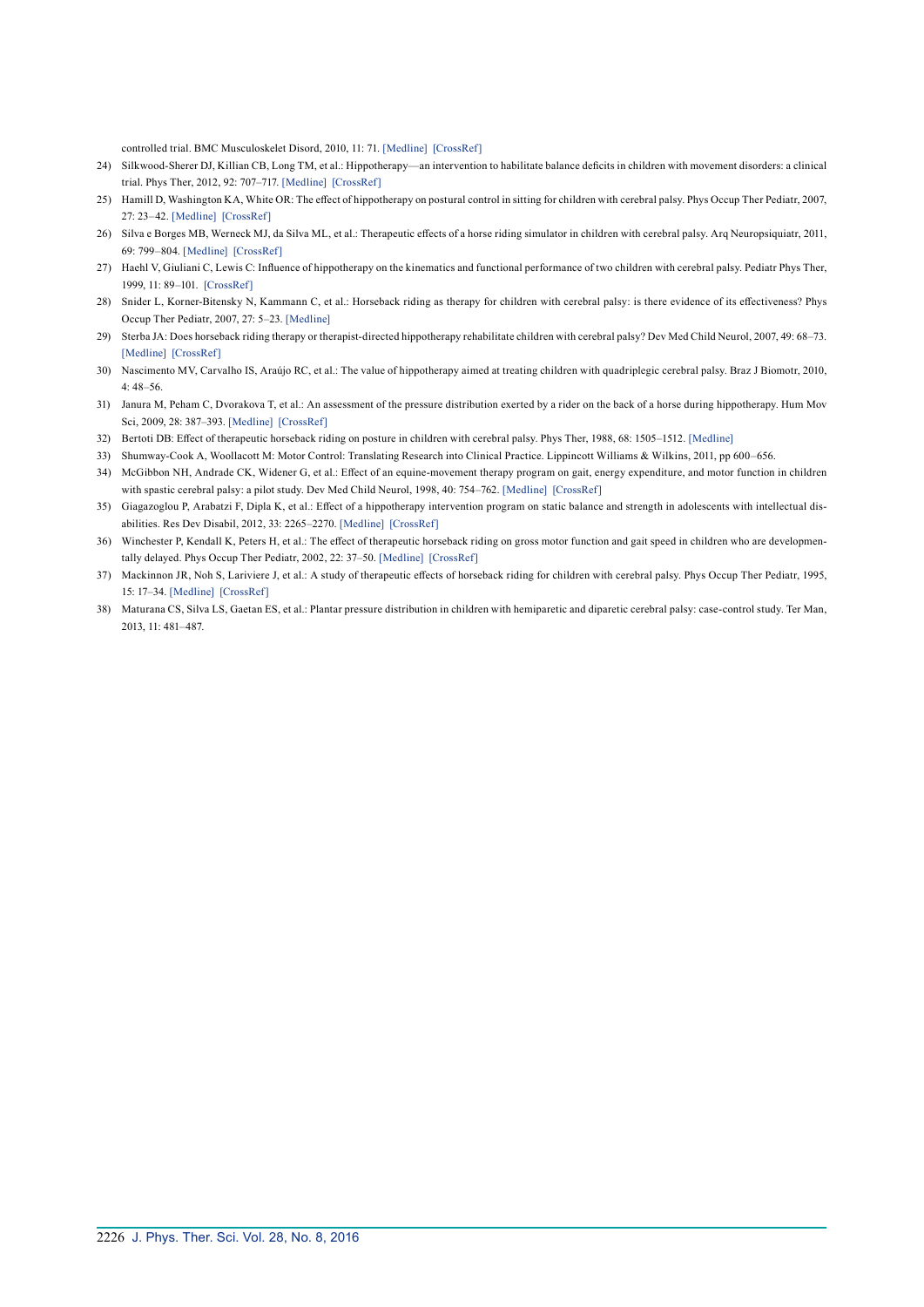controlled trial. BMC Musculoskelet Disord, 2010, 11: 71. [Medline] [CrossRef]

24) Silkwood-Sherer DJ, Killian CB, Long TM, et al.: Hippotherapy—an intervention to habilitate balance deficits in children with movement disorders: a clinical trial. Phys Ther, 2012, 92: 707–717. [Medline] [CrossRef]

25) Hamill D, Washington KA, White OR: The effect of hippotherapy on postural control in sitting for children with cerebral palsy. Phys Occup Ther Pediatr, 2007, 27: 23–42. [Medline] [CrossRef]

26) Silva e Borges MB, Werneck MJ, da Silva ML, et al.: Therapeutic effects of a horse riding simulator in children with cerebral palsy. Arq Neuropsiquiatr, 2011, 69: 799–804. [Medline] [CrossRef]

27) Haehl V, Giuliani C, Lewis C: Influence of hippotherapy on the kinematics and functional performance of two children with cerebral palsy. Pediatr Phys Ther, 1999, 11: 89–101. [CrossRef]

28) Snider L, Korner-Bitensky N, Kammann C, et al.: Horseback riding as therapy for children with cerebral palsy: is there evidence of its effectiveness? Phys Occup Ther Pediatr, 2007, 27: 5–23. [Medline]

29) Sterba JA: Does horseback riding therapy or therapist-directed hippotherapy rehabilitate children with cerebral palsy? Dev Med Child Neurol, 2007, 49: 68–73. [Medline] [CrossRef]

30) Nascimento MV, Carvalho IS, Araújo RC, et al.: The value of hippotherapy aimed at treating children with quadriplegic cerebral palsy. Braz J Biomotr, 2010, 4: 48–56.

31) Janura M, Peham C, Dvorakova T, et al.: An assessment of the pressure distribution exerted by a rider on the back of a horse during hippotherapy. Hum Mov Sci, 2009, 28: 387–393. [Medline] [CrossRef]

32) Bertoti DB: Effect of therapeutic horseback riding on posture in children with cerebral palsy. Phys Ther, 1988, 68: 1505–1512. [Medline]

33) Shumway-Cook A, Woollacott M: Motor Control: Translating Research into Clinical Practice. Lippincott Williams & Wilkins, 2011, pp 600–656.

34) McGibbon NH, Andrade CK, Widener G, et al.: Effect of an equine-movement therapy program on gait, energy expenditure, and motor function in children with spastic cerebral palsy: a pilot study. Dev Med Child Neurol, 1998, 40: 754–762. [Medline] [CrossRef]

35) Giagazoglou P, Arabatzi F, Dipla K, et al.: Effect of a hippotherapy intervention program on static balance and strength in adolescents with intellectual disabilities. Res Dev Disabil, 2012, 33: 2265–2270. [Medline] [CrossRef]

36) Winchester P, Kendall K, Peters H, et al.: The effect of therapeutic horseback riding on gross motor function and gait speed in children who are developmentally delayed. Phys Occup Ther Pediatr, 2002, 22: 37–50. [Medline] [CrossRef]

37) Mackinnon JR, Noh S, Lariviere J, et al.: A study of therapeutic effects of horseback riding for children with cerebral palsy. Phys Occup Ther Pediatr, 1995, 15: 17–34. [Medline] [CrossRef]

38) Maturana CS, Silva LS, Gaetan ES, et al.: Plantar pressure distribution in children with hemiparetic and diparetic cerebral palsy: case-control study. Ter Man, 2013, 11: 481–487.